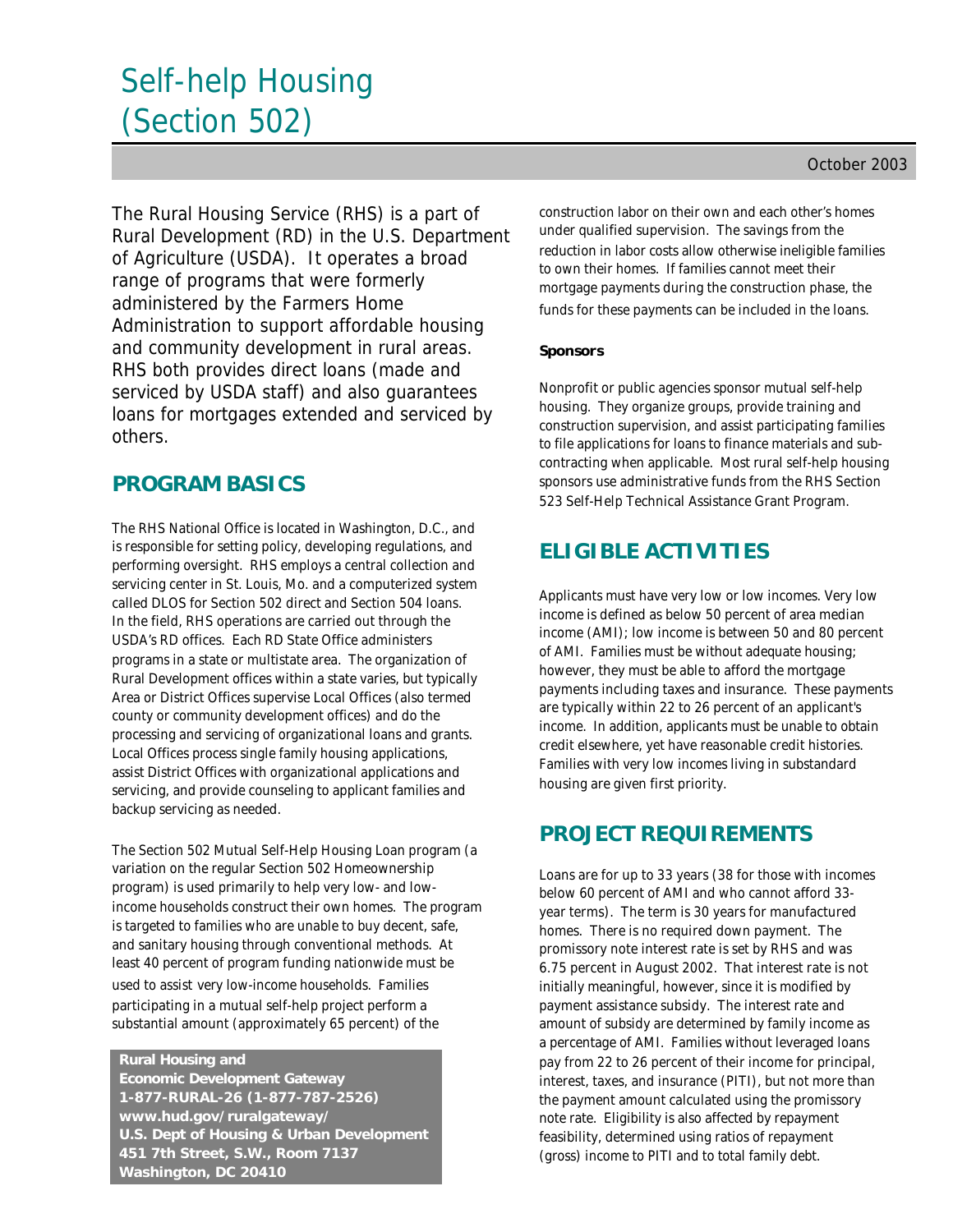# Self-help Housing (Section 502)

October 2003

The Rural Housing Service (RHS) is a part of Rural Development (RD) in the U.S. Department of Agriculture (USDA). It operates a broad range of programs that were formerly administered by the Farmers Home Administration to support affordable housing and community development in rural areas. RHS both provides direct loans (made and serviced by USDA staff) and also guarantees loans for mortgages extended and serviced by others.

## PROGRAM BASICS

The RHS National Office is located in Washington, D.C., and is responsible for setting policy, developing regulations, and performing oversight. RHS employs a central collection and servicing center in St. Louis, Mo. and a computerized system called DLOS for Section 502 direct and Section 504 loans. In the field, RHS operations are carried out through the USDA's RD offices. Each RD State Office administers programs in a state or multistate area. The organization of Rural Development offices within a state varies, but typically Area or District Offices supervise Local Offices (also termed county or community development offices) and do the processing and servicing of organizational loans and grants. Local Offices process single family housing applications, assist District Offices with organizational applications and servicing, and provide counseling to applicant families and backup servicing as needed.

The Section 502 Mutual Self-Help Housing Loan program (a variation on the regular Section 502 Homeownership program) is used primarily to help very low- and low-income households construct their own homes. The program is targeted to families who are unable to buy decent, safe, and sanitary housing through conventional methods. At least 40 percent of program funding nationwide must be used to assist very low-income households. Families participating in a mutual self-help project perform a substantial amount (approximately 65 percent) of the construction labor on their own and each other's homes under qualified supervision. The savings from the reduction in labor costs allow otherwise ineligible families to own their homes. If families cannot meet their mortgage payments during the construction phase, the funds for these payments can be included in the loans.

**Sponsors**

Nonprofit or public agencies sponsor mutual self-help housing. They organize groups, provide training and construction supervision, and assist participating families to file applications for loans to finance materials and sub-contracting when applicable. Most rural self-help housing sponsors use administrative funds from the RHS Section 523 Self-Help Technical Assistance Grant Program.

## ELIGIBLE ACTIVITIES

Applicants must have very low or low incomes. Very low income is defined as below 50 percent of area median income (AMI); low income is between 50 and 80 percent of AMI. Families must be without adequate housing; however, they must be able to afford the mortgage payments including taxes and insurance. These payments are typically within 22 to 26 percent of an applicant's income. In addition, applicants must be unable to obtain credit elsewhere, yet have reasonable credit histories. Families with very low incomes living in substandard housing are given first priority.

## PROJECT REQUIREMENTS

Loans are for up to 33 years (38 for those with incomes below 60 percent of AMI and who cannot afford 33-year terms). The term is 30 years for manufactured homes. There is no required down payment. The promissory note interest rate is set by RHS and was 6.75 percent in August 2002. That interest rate is not initially meaningful, however, since it is modified by payment assistance subsidy. The interest rate and amount of subsidy are determined by family income as a percentage of AMI. Families without leveraged loans pay from 22 to 26 percent of their income for principal, interest, taxes, and insurance (PITI), but not more than the payment amount calculated using the promissory note rate. Eligibility is also affected by repayment feasibility, determined using ratios of repayment (gross) income to PITI and to total family debt.

**Rural Housing and Economic Development Gateway**
**1-877-RURAL-26 (1-877-787-2526)**
**www.hud.gov/ruralgateway/**
**U.S. Dept of Housing & Urban Development**
**451 7th Street, S.W., Room 7137**
**Washington, DC 20410**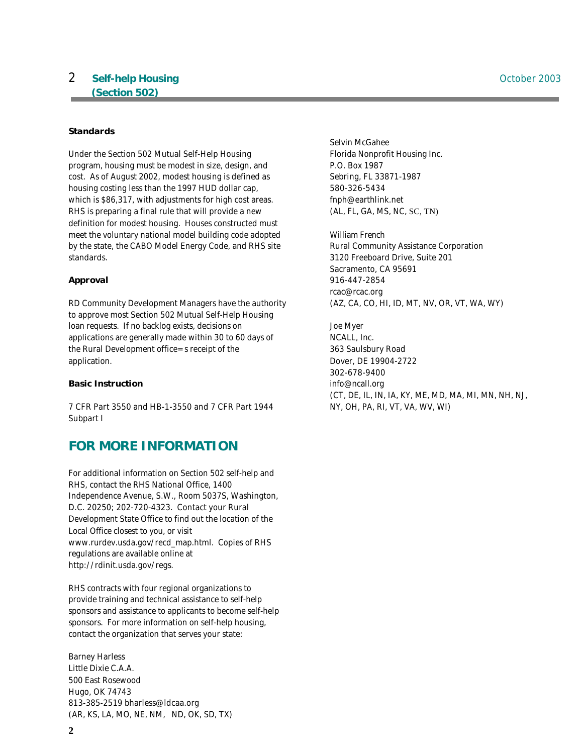### Standards

Under the Section 502 Mutual Self-Help Housing program, housing must be modest in size, design, and cost. As of August 2002, modest housing is defined as housing costing less than the 1997 HUD dollar cap, which is $86,317, with adjustments for high cost areas. RHS is preparing a final rule that will provide a new definition for modest housing. Houses constructed must meet the voluntary national model building code adopted by the state, the CABO Model Energy Code, and RHS site standards.

### Approval

RD Community Development Managers have the authority to approve most Section 502 Mutual Self-Help Housing loan requests. If no backlog exists, decisions on applications are generally made within 30 to 60 days of the Rural Development office=s receipt of the application.

### Basic Instruction

7 CFR Part 3550 and HB-1-3550 and 7 CFR Part 1944 Subpart I

## FOR MORE INFORMATION

For additional information on Section 502 self-help and RHS, contact the RHS National Office, 1400 Independence Avenue, S.W., Room 5037S, Washington, D.C. 20250; 202-720-4323. Contact your Rural Development State Office to find out the location of the Local Office closest to you, or visit www.rurdev.usda.gov/recd_map.html. Copies of RHS regulations are available online at http://rdinit.usda.gov/regs.

RHS contracts with four regional organizations to provide training and technical assistance to self-help sponsors and assistance to applicants to become self-help sponsors. For more information on self-help housing, contact the organization that serves your state:

Barney Harless
Little Dixie C.A.A.
500 East Rosewood
Hugo, OK 74743
813-385-2519 bharless@ldcaa.org
(AR, KS, LA, MO, NE, NM, ND, OK, SD, TX)

Selvin McGahee
Florida Nonprofit Housing Inc.
P.O. Box 1987
Sebring, FL 33871-1987
580-326-5434
fnph@earthlink.net
(AL, FL, GA, MS, NC, SC, TN)

William French
Rural Community Assistance Corporation
3120 Freeboard Drive, Suite 201
Sacramento, CA 95691
916-447-2854
rcac@rcac.org
(AZ, CA, CO, HI, ID, MT, NV, OR, VT, WA, WY)

Joe Myer
NCALL, Inc.
363 Saulsbury Road
Dover, DE 19904-2722
302-678-9400
info@ncall.org
(CT, DE, IL, IN, IA, KY, ME, MD, MA, MI, MN, NH, NJ, NY, OH, PA, RI, VT, VA, WV, WI)